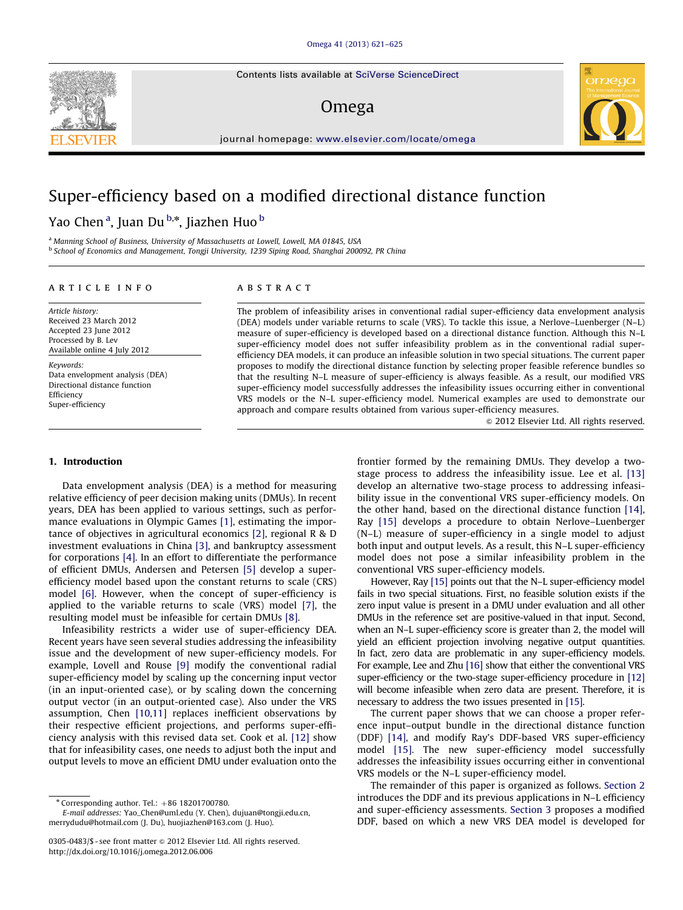# Super-efficiency based on a modified directional distance function

Yao Chen [a], Juan Du [b,*], Jiazhen Huo [b]

[a] Manning School of Business, University of Massachusetts at Lowell, Lowell, MA 01845, USA
[b] School of Economics and Management, Tongji University, 1239 Siping Road, Shanghai 200092, PR China

**ARTICLE INFO**

*Article history:*
Received 23 March 2012
Accepted 23 June 2012
Processed by B. Lev
Available online 4 July 2012

*Keywords:*
Data envelopment analysis (DEA)
Directional distance function
Efficiency
Super-efficiency

**ABSTRACT**

The problem of infeasibility arises in conventional radial super-efficiency data envelopment analysis (DEA) models under variable returns to scale (VRS). To tackle this issue, a Nerlove–Luenberger (N–L) measure of super-efficiency is developed based on a directional distance function. Although this N–L super-efficiency model does not suffer infeasibility problem as in the conventional radial super-efficiency DEA models, it can produce an infeasible solution in two special situations. The current paper proposes to modify the directional distance function by selecting proper feasible reference bundles so that the resulting N–L measure of super-efficiency is always feasible. As a result, our modified VRS super-efficiency model successfully addresses the infeasibility issues occurring either in conventional VRS models or the N–L super-efficiency model. Numerical examples are used to demonstrate our approach and compare results obtained from various super-efficiency measures.

© 2012 Elsevier Ltd. All rights reserved.

## 1. Introduction

Data envelopment analysis (DEA) is a method for measuring relative efficiency of peer decision making units (DMUs). In recent years, DEA has been applied to various settings, such as performance evaluations in Olympic Games [1], estimating the importance of objectives in agricultural economics [2], regional R & D investment evaluations in China [3], and bankruptcy assessment for corporations [4]. In an effort to differentiate the performance of efficient DMUs, Andersen and Petersen [5] develop a super-efficiency model based upon the constant returns to scale (CRS) model [6]. However, when the concept of super-efficiency is applied to the variable returns to scale (VRS) model [7], the resulting model must be infeasible for certain DMUs [8].

Infeasibility restricts a wider use of super-efficiency DEA. Recent years have seen several studies addressing the infeasibility issue and the development of new super-efficiency models. For example, Lovell and Rouse [9] modify the conventional radial super-efficiency model by scaling up the concerning input vector (in an input-oriented case), or by scaling down the concerning output vector (in an output-oriented case). Also under the VRS assumption, Chen [10,11] replaces inefficient observations by their respective efficient projections, and performs super-efficiency analysis with this revised data set. Cook et al. [12] show that for infeasibility cases, one needs to adjust both the input and output levels to move an efficient DMU under evaluation onto the frontier formed by the remaining DMUs. They develop a two-stage process to address the infeasibility issue. Lee et al. [13] develop an alternative two-stage process to addressing infeasibility issue in the conventional VRS super-efficiency models. On the other hand, based on the directional distance function [14], Ray [15] develops a procedure to obtain Nerlove–Luenberger (N–L) measure of super-efficiency in a single model to adjust both input and output levels. As a result, this N–L super-efficiency model does not pose a similar infeasibility problem in the conventional VRS super-efficiency models.

However, Ray [15] points out that the N–L super-efficiency model fails in two special situations. First, no feasible solution exists if the zero input value is present in a DMU under evaluation and all other DMUs in the reference set are positive-valued in that input. Second, when an N–L super-efficiency score is greater than 2, the model will yield an efficient projection involving negative output quantities. In fact, zero data are problematic in any super-efficiency models. For example, Lee and Zhu [16] show that either the conventional VRS super-efficiency or the two-stage super-efficiency procedure in [12] will become infeasible when zero data are present. Therefore, it is necessary to address the two issues presented in [15].

The current paper shows that we can choose a proper reference input–output bundle in the directional distance function (DDF) [14], and modify Ray's DDF-based VRS super-efficiency model [15]. The new super-efficiency model successfully addresses the infeasibility issues occurring either in conventional VRS models or the N–L super-efficiency model.

The remainder of this paper is organized as follows. Section 2 introduces the DDF and its previous applications in N–L efficiency and super-efficiency assessments. Section 3 proposes a modified DDF, based on which a new VRS DEA model is developed for

* Corresponding author. Tel.: +86 18201700780.
E-mail addresses: Yao_Chen@uml.edu (Y. Chen), dujuan@tongji.edu.cn, merrydudu@hotmail.com (J. Du), huojiazhen@163.com (J. Huo).

0305-0483/$ - see front matter © 2012 Elsevier Ltd. All rights reserved.
http://dx.doi.org/10.1016/j.omega.2012.06.006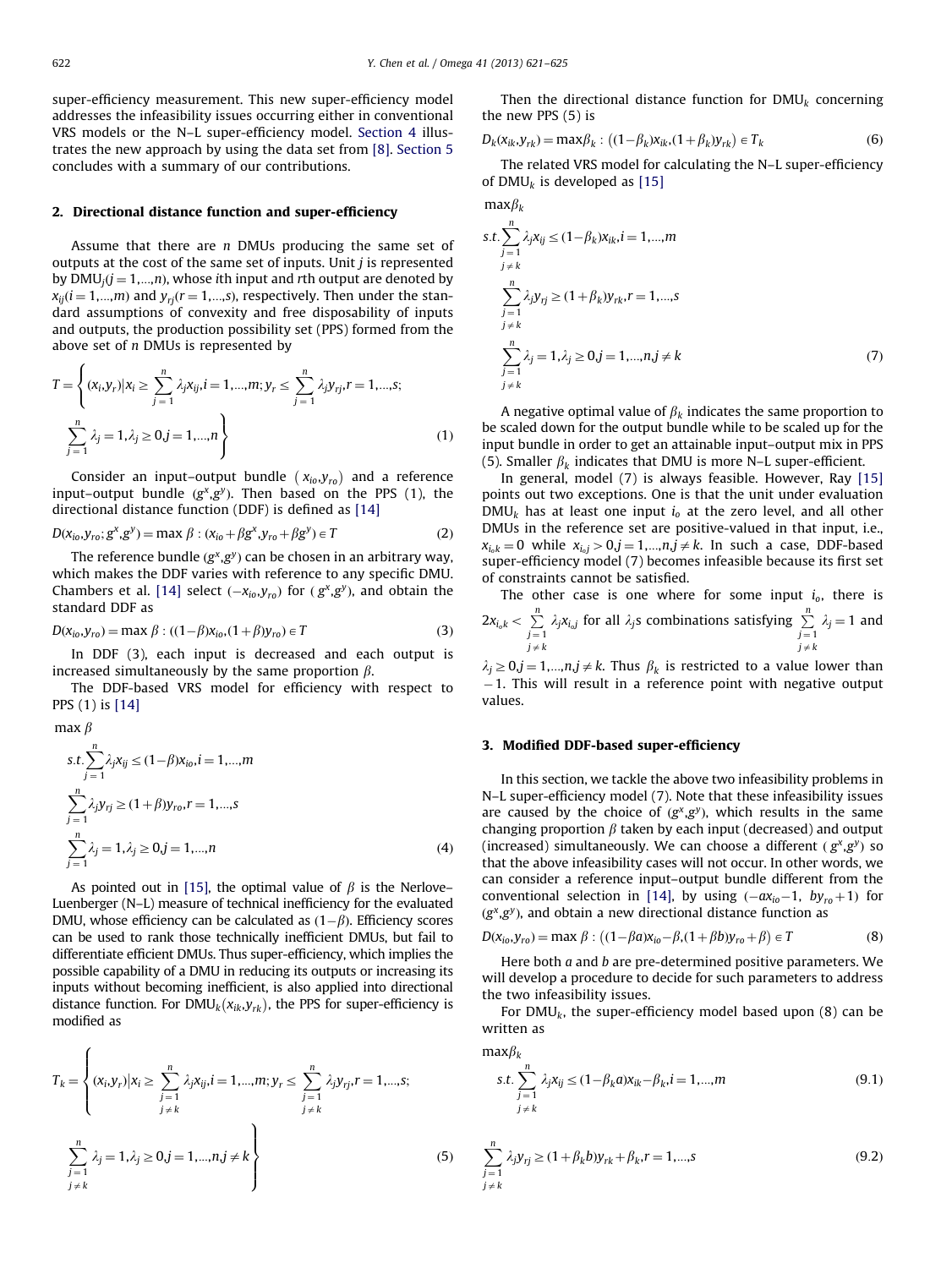super-efficiency measurement. This new super-efficiency model addresses the infeasibility issues occurring either in conventional VRS models or the N–L super-efficiency model. Section 4 illustrates the new approach by using the data set from [8]. Section 5 concludes with a summary of our contributions.

## 2. Directional distance function and super-efficiency

Assume that there are $n$ DMUs producing the same set of outputs at the cost of the same set of inputs. Unit $j$ is represented by $\text{DMU}_j (j=1,\ldots,n)$, whose $i$th input and $r$th output are denoted by $x_{ij} (i=1,\ldots,m)$ and $y_{rj} (r=1,\ldots,s)$, respectively. Then under the standard assumptions of convexity and free disposability of inputs and outputs, the production possibility set (PPS) formed from the above set of $n$ DMUs is represented by

$$T=\left\{(x_i,y_r)\,|\,x_i \geq \sum_{j=1}^{n}\lambda_j x_{ij}, i=1,\ldots,m; y_r \leq \sum_{j=1}^{n}\lambda_j y_{rj}, r=1,\ldots,s; \sum_{j=1}^{n}\lambda_j=1, \lambda_j \geq 0, j=1,\ldots,n\right\} \tag{1}$$

Consider an input–output bundle $(x_{io}, y_{ro})$ and a reference input–output bundle $(g^x, g^y)$. Then based on the PPS (1), the directional distance function (DDF) is defined as [14]

$$D(x_{io},y_{ro};g^x,g^y)=\max \beta : (x_{io}+\beta g^x, y_{ro}+\beta g^y) \in T \tag{2}$$

The reference bundle $(g^x, g^y)$ can be chosen in an arbitrary way, which makes the DDF varies with reference to any specific DMU. Chambers et al. [14] select $(-x_{io}, y_{ro})$ for $(g^x, g^y)$, and obtain the standard DDF as

$$D(x_{io},y_{ro})=\max \beta : ((1-\beta)x_{io},(1+\beta)y_{ro}) \in T \tag{3}$$

In DDF (3), each input is decreased and each output is increased simultaneously by the same proportion $\beta$.

The DDF-based VRS model for efficiency with respect to PPS (1) is [14]

$$\begin{aligned}
&\max \beta\\
&\text{s.t.} \sum_{j=1}^{n}\lambda_j x_{ij} \leq (1-\beta)x_{io}, i=1,\ldots,m\\
&\sum_{j=1}^{n}\lambda_j y_{rj} \geq (1+\beta)y_{ro}, r=1,\ldots,s\\
&\sum_{j=1}^{n}\lambda_j=1, \lambda_j \geq 0, j=1,\ldots,n
\end{aligned} \tag{4}$$

As pointed out in [15], the optimal value of $\beta$ is the Nerlove–Luenberger (N–L) measure of technical inefficiency for the evaluated DMU, whose efficiency can be calculated as $(1-\beta)$. Efficiency scores can be used to rank those technically inefficient DMUs, but fail to differentiate efficient DMUs. Thus super-efficiency, which implies the possible capability of a DMU in reducing its outputs or increasing its inputs without becoming inefficient, is also applied into directional distance function. For $\text{DMU}_k(x_{ik}, y_{rk})$, the PPS for super-efficiency is modified as

$$T_k=\left\{(x_i,y_r)\,|\,x_i \geq \sum_{\substack{j=1\\ j\neq k}}^{n}\lambda_j x_{ij}, i=1,\ldots,m; y_r \leq \sum_{\substack{j=1\\ j\neq k}}^{n}\lambda_j y_{rj}, r=1,\ldots,s; \sum_{\substack{j=1\\ j\neq k}}^{n}\lambda_j=1, \lambda_j \geq 0, j=1,\ldots,n, j\neq k\right\} \tag{5}$$

Then the directional distance function for $\text{DMU}_k$ concerning the new PPS (5) is

$$D_k(x_{ik},y_{rk})=\max \beta_k : ((1-\beta_k)x_{ik},(1+\beta_k)y_{rk}) \in T_k \tag{6}$$

The related VRS model for calculating the N–L super-efficiency of $\text{DMU}_k$ is developed as [15]

$$\begin{aligned}
&\max \beta_k\\
&\text{s.t.} \sum_{\substack{j=1\\ j\neq k}}^{n}\lambda_j x_{ij} \leq (1-\beta_k)x_{ik}, i=1,\ldots,m\\
&\sum_{\substack{j=1\\ j\neq k}}^{n}\lambda_j y_{rj} \geq (1+\beta_k)y_{rk}, r=1,\ldots,s\\
&\sum_{\substack{j=1\\ j\neq k}}^{n}\lambda_j=1, \lambda_j \geq 0, j=1,\ldots,n, j\neq k
\end{aligned} \tag{7}$$

A negative optimal value of $\beta_k$ indicates the same proportion to be scaled down for the output bundle while to be scaled up for the input bundle in order to get an attainable input–output mix in PPS (5). Smaller $\beta_k$ indicates that DMU is more N–L super-efficient.

In general, model (7) is always feasible. However, Ray [15] points out two exceptions. One is that the unit under evaluation $\text{DMU}_k$ has at least one input $i_o$ at the zero level, and all other DMUs in the reference set are positive-valued in that input, i.e., $x_{i_o k}=0$ while $x_{i_o j}>0, j=1,\ldots,n, j\neq k$. In such a case, DDF-based super-efficiency model (7) becomes infeasible because its first set of constraints cannot be satisfied.

The other case is one where for some input $i_o$, there is $2x_{i_o k} < \sum_{\substack{j=1\\ j\neq k}}^{n}\lambda_j x_{i_o j}$ for all $\lambda_j$s combinations satisfying $\sum_{\substack{j=1\\ j\neq k}}^{n}\lambda_j=1$ and $\lambda_j \geq 0, j=1,\ldots,n, j\neq k$. Thus $\beta_k$ is restricted to a value lower than $-1$. This will result in a reference point with negative output values.

## 3. Modified DDF-based super-efficiency

In this section, we tackle the above two infeasibility problems in N–L super-efficiency model (7). Note that these infeasibility issues are caused by the choice of $(g^x, g^y)$, which results in the same changing proportion $\beta$ taken by each input (decreased) and output (increased) simultaneously. We can choose a different $(g^x, g^y)$ so that the above infeasibility cases will not occur. In other words, we can consider a reference input–output bundle different from the conventional selection in [14], by using $(-ax_{io}-1, by_{ro}+1)$ for $(g^x, g^y)$, and obtain a new directional distance function as

$$D(x_{io},y_{ro})=\max \beta : ((1-\beta a)x_{io}-\beta,(1+\beta b)y_{ro}+\beta) \in T \tag{8}$$

Here both $a$ and $b$ are pre-determined positive parameters. We will develop a procedure to decide for such parameters to address the two infeasibility issues.

For $\text{DMU}_k$, the super-efficiency model based upon (8) can be written as

$$\begin{aligned}
&\max \beta_k\\
&\text{s.t.} \sum_{\substack{j=1\\ j\neq k}}^{n}\lambda_j x_{ij} \leq (1-\beta_k a)x_{ik}-\beta_k, i=1,\ldots,m
\end{aligned} \tag{9.1}$$

$$\sum_{\substack{j=1\\ j\neq k}}^{n}\lambda_j y_{rj} \geq (1+\beta_k b)y_{rk}+\beta_k, r=1,\ldots,s \tag{9.2}$$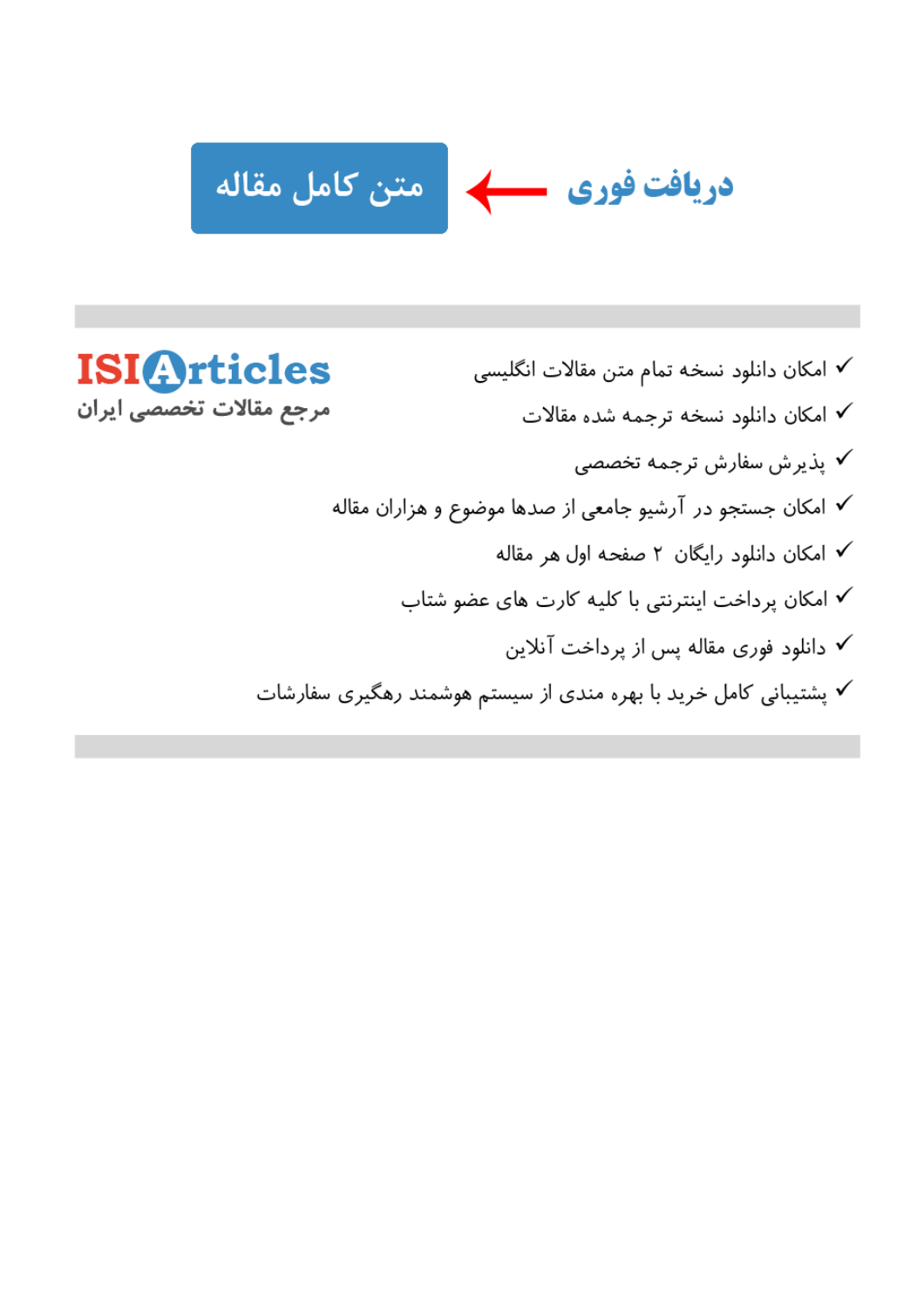دریافت فوری ← **متن کامل مقاله**

**ISIArticles**
مرجع مقالات تخصصی ایران

- ✓ امکان دانلود نسخه تمام متن مقالات انگلیسی
- ✓ امکان دانلود نسخه ترجمه شده مقالات
- ✓ پذیرش سفارش ترجمه تخصصی
- ✓ امکان جستجو در آرشیو جامعی از صدها موضوع و هزاران مقاله
- ✓ امکان دانلود رایگان ۲ صفحه اول هر مقاله
- ✓ امکان پرداخت اینترنتی با کلیه کارت های عضو شتاب
- ✓ دانلود فوری مقاله پس از پرداخت آنلاین
- ✓ پشتیبانی کامل خرید با بهره مندی از سیستم هوشمند رهگیری سفارشات